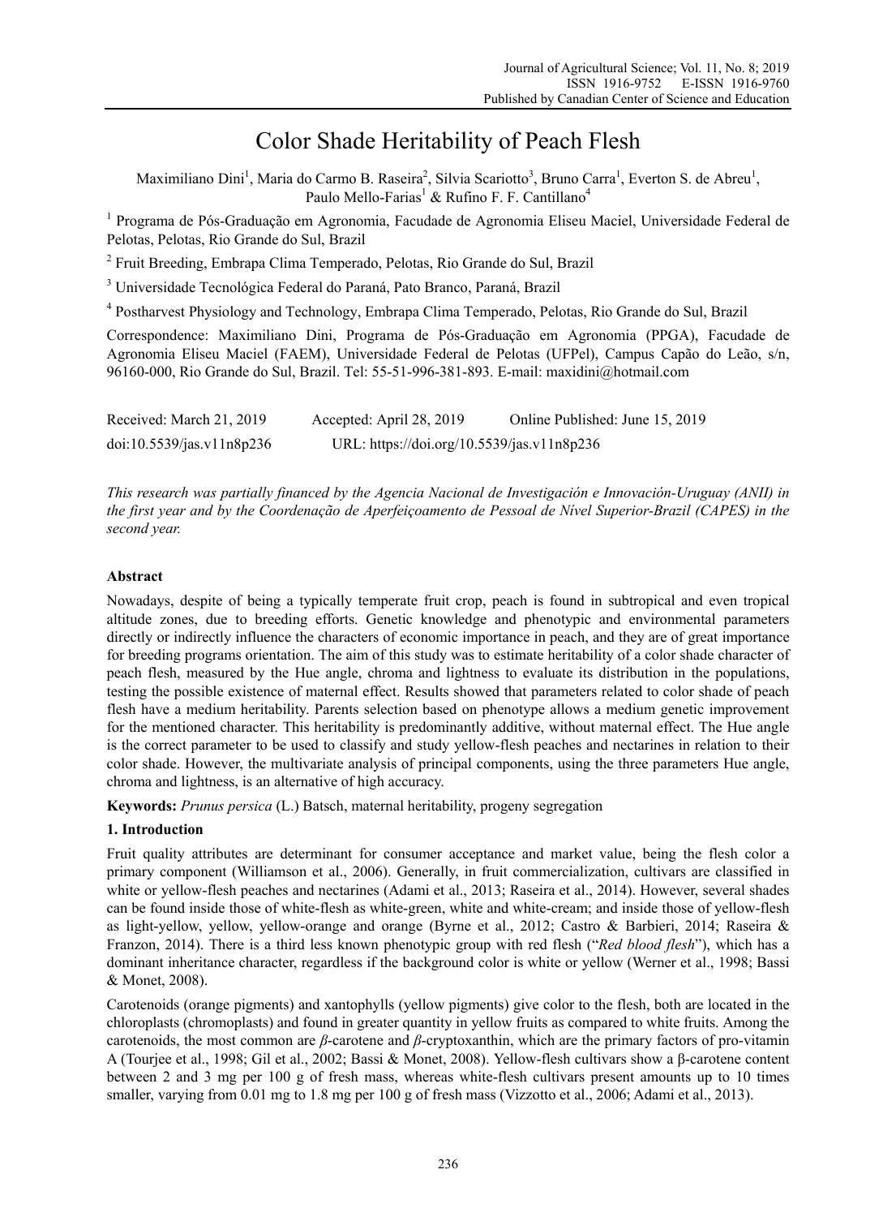# Color Shade Heritability of Peach Flesh

Maximiliano Dini[1], Maria do Carmo B. Raseira[2], Silvia Scariotto[3], Bruno Carra[1], Everton S. de Abreu[1], Paulo Mello-Farias[1] & Rufino F. F. Cantillano[4]

[1] Programa de Pós-Graduação em Agronomia, Facudade de Agronomia Eliseu Maciel, Universidade Federal de Pelotas, Pelotas, Rio Grande do Sul, Brazil

[2] Fruit Breeding, Embrapa Clima Temperado, Pelotas, Rio Grande do Sul, Brazil

[3] Universidade Tecnológica Federal do Paraná, Pato Branco, Paraná, Brazil

[4] Postharvest Physiology and Technology, Embrapa Clima Temperado, Pelotas, Rio Grande do Sul, Brazil

Correspondence: Maximiliano Dini, Programa de Pós-Graduação em Agronomia (PPGA), Facudade de Agronomia Eliseu Maciel (FAEM), Universidade Federal de Pelotas (UFPel), Campus Capão do Leão, s/n, 96160-000, Rio Grande do Sul, Brazil. Tel: 55-51-996-381-893. E-mail: maxidini@hotmail.com

Received: March 21, 2019 Accepted: April 28, 2019 Online Published: June 15, 2019

doi:10.5539/jas.v11n8p236 URL: https://doi.org/10.5539/jas.v11n8p236

*This research was partially financed by the Agencia Nacional de Investigación e Innovación-Uruguay (ANII) in the first year and by the Coordenação de Aperfeiçoamento de Pessoal de Nível Superior-Brazil (CAPES) in the second year.*

## Abstract

Nowadays, despite of being a typically temperate fruit crop, peach is found in subtropical and even tropical altitude zones, due to breeding efforts. Genetic knowledge and phenotypic and environmental parameters directly or indirectly influence the characters of economic importance in peach, and they are of great importance for breeding programs orientation. The aim of this study was to estimate heritability of a color shade character of peach flesh, measured by the Hue angle, chroma and lightness to evaluate its distribution in the populations, testing the possible existence of maternal effect. Results showed that parameters related to color shade of peach flesh have a medium heritability. Parents selection based on phenotype allows a medium genetic improvement for the mentioned character. This heritability is predominantly additive, without maternal effect. The Hue angle is the correct parameter to be used to classify and study yellow-flesh peaches and nectarines in relation to their color shade. However, the multivariate analysis of principal components, using the three parameters Hue angle, chroma and lightness, is an alternative of high accuracy.

**Keywords:** *Prunus persica* (L.) Batsch, maternal heritability, progeny segregation

## 1. Introduction

Fruit quality attributes are determinant for consumer acceptance and market value, being the flesh color a primary component (Williamson et al., 2006). Generally, in fruit commercialization, cultivars are classified in white or yellow-flesh peaches and nectarines (Adami et al., 2013; Raseira et al., 2014). However, several shades can be found inside those of white-flesh as white-green, white and white-cream; and inside those of yellow-flesh as light-yellow, yellow, yellow-orange and orange (Byrne et al., 2012; Castro & Barbieri, 2014; Raseira & Franzon, 2014). There is a third less known phenotypic group with red flesh ("*Red blood flesh*"), which has a dominant inheritance character, regardless if the background color is white or yellow (Werner et al., 1998; Bassi & Monet, 2008).

Carotenoids (orange pigments) and xantophylls (yellow pigments) give color to the flesh, both are located in the chloroplasts (chromoplasts) and found in greater quantity in yellow fruits as compared to white fruits. Among the carotenoids, the most common are *β*-carotene and *β*-cryptoxanthin, which are the primary factors of pro-vitamin A (Tourjee et al., 1998; Gil et al., 2002; Bassi & Monet, 2008). Yellow-flesh cultivars show a β-carotene content between 2 and 3 mg per 100 g of fresh mass, whereas white-flesh cultivars present amounts up to 10 times smaller, varying from 0.01 mg to 1.8 mg per 100 g of fresh mass (Vizzotto et al., 2006; Adami et al., 2013).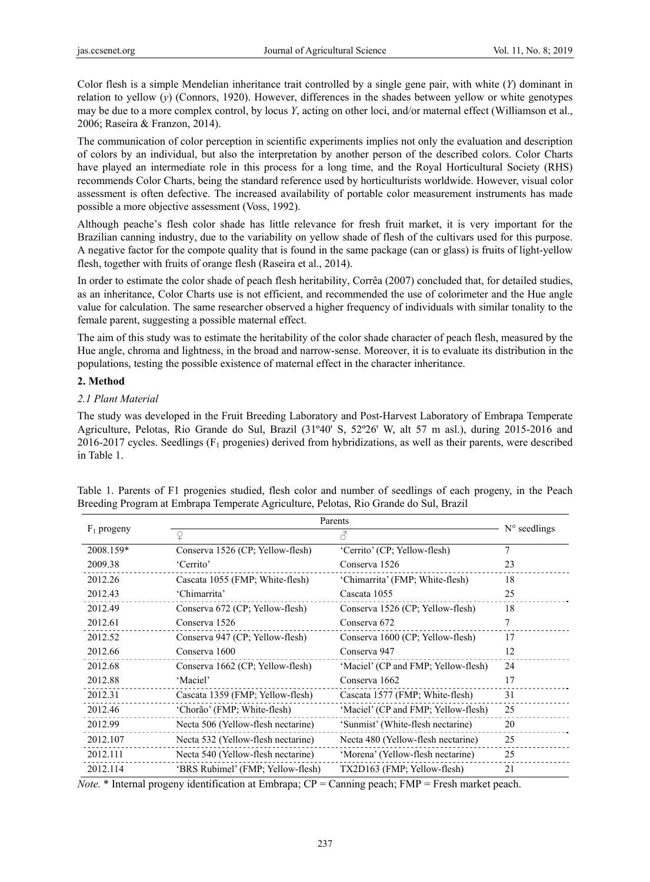Color flesh is a simple Mendelian inheritance trait controlled by a single gene pair, with white (*Y*) dominant in relation to yellow (*y*) (Connors, 1920). However, differences in the shades between yellow or white genotypes may be due to a more complex control, by locus *Y*, acting on other loci, and/or maternal effect (Williamson et al., 2006; Raseira & Franzon, 2014).

The communication of color perception in scientific experiments implies not only the evaluation and description of colors by an individual, but also the interpretation by another person of the described colors. Color Charts have played an intermediate role in this process for a long time, and the Royal Horticultural Society (RHS) recommends Color Charts, being the standard reference used by horticulturists worldwide. However, visual color assessment is often defective. The increased availability of portable color measurement instruments has made possible a more objective assessment (Voss, 1992).

Although peache's flesh color shade has little relevance for fresh fruit market, it is very important for the Brazilian canning industry, due to the variability on yellow shade of flesh of the cultivars used for this purpose. A negative factor for the compote quality that is found in the same package (can or glass) is fruits of light-yellow flesh, together with fruits of orange flesh (Raseira et al., 2014).

In order to estimate the color shade of peach flesh heritability, Corrêa (2007) concluded that, for detailed studies, as an inheritance, Color Charts use is not efficient, and recommended the use of colorimeter and the Hue angle value for calculation. The same researcher observed a higher frequency of individuals with similar tonality to the female parent, suggesting a possible maternal effect.

The aim of this study was to estimate the heritability of the color shade character of peach flesh, measured by the Hue angle, chroma and lightness, in the broad and narrow-sense. Moreover, it is to evaluate its distribution in the populations, testing the possible existence of maternal effect in the character inheritance.

## 2. Method

### *2.1 Plant Material*

The study was developed in the Fruit Breeding Laboratory and Post-Harvest Laboratory of Embrapa Temperate Agriculture, Pelotas, Rio Grande do Sul, Brazil (31º40' S, 52º26' W, alt 57 m asl.), during 2015-2016 and 2016-2017 cycles. Seedlings ($F_1$ progenies) derived from hybridizations, as well as their parents, were described in Table 1.

Table 1. Parents of F1 progenies studied, flesh color and number of seedlings of each progeny, in the Peach Breeding Program at Embrapa Temperate Agriculture, Pelotas, Rio Grande do Sul, Brazil

| $F_1$ progeny | Parents | | N° seedlings |
|---|---|---|---|
| | ♀ | ♂ | |
| 2008.159* | Conserva 1526 (CP; Yellow-flesh) | 'Cerrito' (CP; Yellow-flesh) | 7 |
| 2009.38 | 'Cerrito' | Conserva 1526 | 23 |
| 2012.26 | Cascata 1055 (FMP; White-flesh) | 'Chimarrita' (FMP; White-flesh) | 18 |
| 2012.43 | 'Chimarrita' | Cascata 1055 | 25 |
| 2012.49 | Conserva 672 (CP; Yellow-flesh) | Conserva 1526 (CP; Yellow-flesh) | 18 |
| 2012.61 | Conserva 1526 | Conserva 672 | 7 |
| 2012.52 | Conserva 947 (CP; Yellow-flesh) | Conserva 1600 (CP; Yellow-flesh) | 17 |
| 2012.66 | Conserva 1600 | Conserva 947 | 12 |
| 2012.68 | Conserva 1662 (CP; Yellow-flesh) | 'Maciel' (CP and FMP; Yellow-flesh) | 24 |
| 2012.88 | 'Maciel' | Conserva 1662 | 17 |
| 2012.31 | Cascata 1359 (FMP; Yellow-flesh) | Cascata 1577 (FMP; White-flesh) | 31 |
| 2012.46 | 'Chorão' (FMP; White-flesh) | 'Maciel' (CP and FMP; Yellow-flesh) | 25 |
| 2012.99 | Necta 506 (Yellow-flesh nectarine) | 'Sunmist' (White-flesh nectarine) | 20 |
| 2012.107 | Necta 532 (Yellow-flesh nectarine) | Necta 480 (Yellow-flesh nectarine) | 25 |
| 2012.111 | Necta 540 (Yellow-flesh nectarine) | 'Morena' (Yellow-flesh nectarine) | 25 |
| 2012.114 | 'BRS Rubimel' (FMP; Yellow-flesh) | TX2D163 (FMP; Yellow-flesh) | 21 |

*Note.* * Internal progeny identification at Embrapa; CP = Canning peach; FMP = Fresh market peach.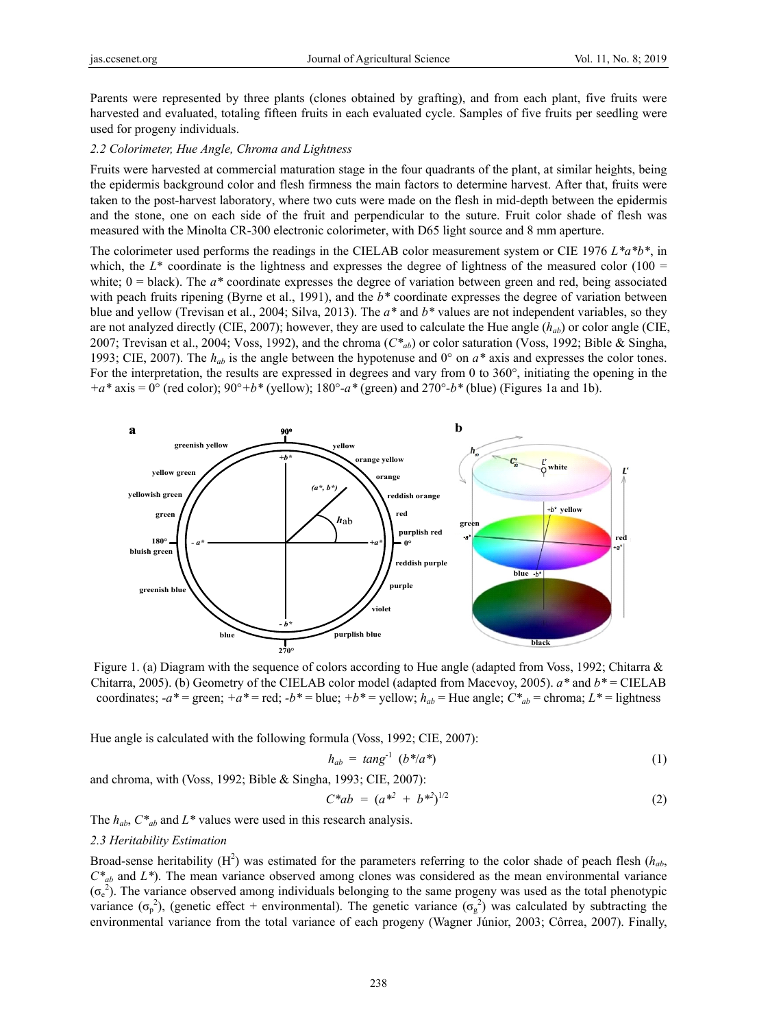Parents were represented by three plants (clones obtained by grafting), and from each plant, five fruits were harvested and evaluated, totaling fifteen fruits in each evaluated cycle. Samples of five fruits per seedling were used for progeny individuals.

### 2.2 Colorimeter, Hue Angle, Chroma and Lightness

Fruits were harvested at commercial maturation stage in the four quadrants of the plant, at similar heights, being the epidermis background color and flesh firmness the main factors to determine harvest. After that, fruits were taken to the post-harvest laboratory, where two cuts were made on the flesh in mid-depth between the epidermis and the stone, one on each side of the fruit and perpendicular to the suture. Fruit color shade of flesh was measured with the Minolta CR-300 electronic colorimeter, with D65 light source and 8 mm aperture.

The colorimeter used performs the readings in the CIELAB color measurement system or CIE 1976 $L^*a^*b^*$, in which, the $L^*$ coordinate is the lightness and expresses the degree of lightness of the measured color (100 = white; 0 = black). The $a^*$ coordinate expresses the degree of variation between green and red, being associated with peach fruits ripening (Byrne et al., 1991), and the $b^*$ coordinate expresses the degree of variation between blue and yellow (Trevisan et al., 2004; Silva, 2013). The $a^*$ and $b^*$ values are not independent variables, so they are not analyzed directly (CIE, 2007); however, they are used to calculate the Hue angle ($h_{ab}$) or color angle (CIE, 2007; Trevisan et al., 2004; Voss, 1992), and the chroma ($C^*_{ab}$) or color saturation (Voss, 1992; Bible & Singha, 1993; CIE, 2007). The $h_{ab}$ is the angle between the hypotenuse and 0° on $a^*$ axis and expresses the color tones. For the interpretation, the results are expressed in degrees and vary from 0 to 360°, initiating the opening in the $+a^*$ axis = 0° (red color); 90°$+b^*$ (yellow); 180°$-a^*$ (green) and 270°$-b^*$ (blue) (Figures 1a and 1b).

Figure 1. (a) Diagram with the sequence of colors according to Hue angle (adapted from Voss, 1992; Chitarra & Chitarra, 2005). (b) Geometry of the CIELAB color model (adapted from Macevoy, 2005). $a^*$ and $b^*$ = CIELAB coordinates; $-a^*$ = green; $+a^*$ = red; $-b^*$ = blue; $+b^*$ = yellow; $h_{ab}$ = Hue angle; $C^*_{ab}$ = chroma; $L^*$ = lightness

Hue angle is calculated with the following formula (Voss, 1992; CIE, 2007):

$$h_{ab} = tang^{-1}\ (b^*/a^*) \tag{1}$$

and chroma, with (Voss, 1992; Bible & Singha, 1993; CIE, 2007):

$$C^*ab = (a^{*2} + b^{*2})^{1/2} \tag{2}$$

The $h_{ab}$, $C^*_{ab}$ and $L^*$ values were used in this research analysis.

### 2.3 Heritability Estimation

Broad-sense heritability ($H^2$) was estimated for the parameters referring to the color shade of peach flesh ($h_{ab}$, $C^*_{ab}$ and $L^*$). The mean variance observed among clones was considered as the mean environmental variance ($\sigma_e^2$). The variance observed among individuals belonging to the same progeny was used as the total phenotypic variance ($\sigma_p^2$), (genetic effect + environmental). The genetic variance ($\sigma_g^2$) was calculated by subtracting the environmental variance from the total variance of each progeny (Wagner Júnior, 2003; Côrrea, 2007). Finally,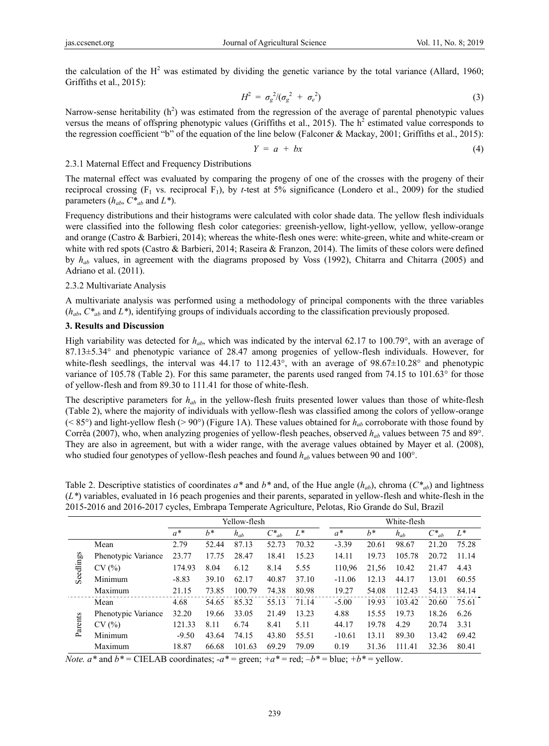the calculation of the $H^2$ was estimated by dividing the genetic variance by the total variance (Allard, 1960; Griffiths et al., 2015):

$$H^2 = \sigma_g^2/(\sigma_g^2 + \sigma_e^2) \tag{3}$$

Narrow-sense heritability ($h^2$) was estimated from the regression of the average of parental phenotypic values versus the means of offspring phenotypic values (Griffiths et al., 2015). The $h^2$ estimated value corresponds to the regression coefficient "b" of the equation of the line below (Falconer & Mackay, 2001; Griffiths et al., 2015):

$$Y = a + bx \tag{4}$$

2.3.1 Maternal Effect and Frequency Distributions

The maternal effect was evaluated by comparing the progeny of one of the crosses with the progeny of their reciprocal crossing ($F_1$ vs. reciprocal $F_1$), by *t*-test at 5% significance (Londero et al., 2009) for the studied parameters ($h_{ab}$, $C^*_{ab}$ and $L^*$).

Frequency distributions and their histograms were calculated with color shade data. The yellow flesh individuals were classified into the following flesh color categories: greenish-yellow, light-yellow, yellow, yellow-orange and orange (Castro & Barbieri, 2014); whereas the white-flesh ones were: white-green, white and white-cream or white with red spots (Castro & Barbieri, 2014; Raseira & Franzon, 2014). The limits of these colors were defined by $h_{ab}$ values, in agreement with the diagrams proposed by Voss (1992), Chitarra and Chitarra (2005) and Adriano et al. (2011).

2.3.2 Multivariate Analysis

A multivariate analysis was performed using a methodology of principal components with the three variables ($h_{ab}$, $C^*_{ab}$ and $L^*$), identifying groups of individuals according to the classification previously proposed.

**3. Results and Discussion**

High variability was detected for $h_{ab}$, which was indicated by the interval 62.17 to 100.79°, with an average of 87.13±5.34° and phenotypic variance of 28.47 among progenies of yellow-flesh individuals. However, for white-flesh seedlings, the interval was 44.17 to 112.43°, with an average of 98.67±10.28° and phenotypic variance of 105.78 (Table 2). For this same parameter, the parents used ranged from 74.15 to 101.63° for those of yellow-flesh and from 89.30 to 111.41 for those of white-flesh.

The descriptive parameters for $h_{ab}$ in the yellow-flesh fruits presented lower values than those of white-flesh (Table 2), where the majority of individuals with yellow-flesh was classified among the colors of yellow-orange (< 85°) and light-yellow flesh (> 90°) (Figure 1A). These values obtained for $h_{ab}$ corroborate with those found by Corrêa (2007), who, when analyzing progenies of yellow-flesh peaches, observed $h_{ab}$ values between 75 and 89°. They are also in agreement, but with a wider range, with the average values obtained by Mayer et al. (2008), who studied four genotypes of yellow-flesh peaches and found $h_{ab}$ values between 90 and 100°.

Table 2. Descriptive statistics of coordinates $a^*$ and $b^*$ and, of the Hue angle ($h_{ab}$), chroma ($C^*_{ab}$) and lightness ($L^*$) variables, evaluated in 16 peach progenies and their parents, separated in yellow-flesh and white-flesh in the 2015-2016 and 2016-2017 cycles, Embrapa Temperate Agriculture, Pelotas, Rio Grande do Sul, Brazil

| | | Yellow-flesh | | | | | White-flesh | | | | |
|---|---|---|---|---|---|---|---|---|---|---|---|
| | | $a^*$ | $b^*$ | $h_{ab}$ | $C^*_{ab}$ | $L^*$ | $a^*$ | $b^*$ | $h_{ab}$ | $C^*_{ab}$ | $L^*$ |
| Seedlings | Mean | 2.79 | 52.44 | 87.13 | 52.73 | 70.32 | -3.39 | 20.61 | 98.67 | 21.20 | 75.28 |
| | Phenotypic Variance | 23.77 | 17.75 | 28.47 | 18.41 | 15.23 | 14.11 | 19.73 | 105.78 | 20.72 | 11.14 |
| | CV (%) | 174.93 | 8.04 | 6.12 | 8.14 | 5.55 | 110,96 | 21,56 | 10.42 | 21.47 | 4.43 |
| | Minimum | -8.83 | 39.10 | 62.17 | 40.87 | 37.10 | -11.06 | 12.13 | 44.17 | 13.01 | 60.55 |
| | Maximum | 21.15 | 73.85 | 100.79 | 74.38 | 80.98 | 19.27 | 54.08 | 112.43 | 54.13 | 84.14 |
| Parents | Mean | 4.68 | 54.65 | 85.32 | 55.13 | 71.14 | -5.00 | 19.93 | 103.42 | 20.60 | 75.61 |
| | Phenotypic Variance | 32.20 | 19.66 | 33.05 | 21.49 | 13.23 | 4.88 | 15.55 | 19.73 | 18.26 | 6.26 |
| | CV (%) | 121.33 | 8.11 | 6.74 | 8.41 | 5.11 | 44.17 | 19.78 | 4.29 | 20.74 | 3.31 |
| | Minimum | -9.50 | 43.64 | 74.15 | 43.80 | 55.51 | -10.61 | 13.11 | 89.30 | 13.42 | 69.42 |
| | Maximum | 18.87 | 66.68 | 101.63 | 69.29 | 79.09 | 0.19 | 31.36 | 111.41 | 32.36 | 80.41 |

*Note.* $a^*$ and $b^*$ = CIELAB coordinates; $-a^*$ = green; $+a^*$ = red; $-b^*$ = blue; $+b^*$ = yellow.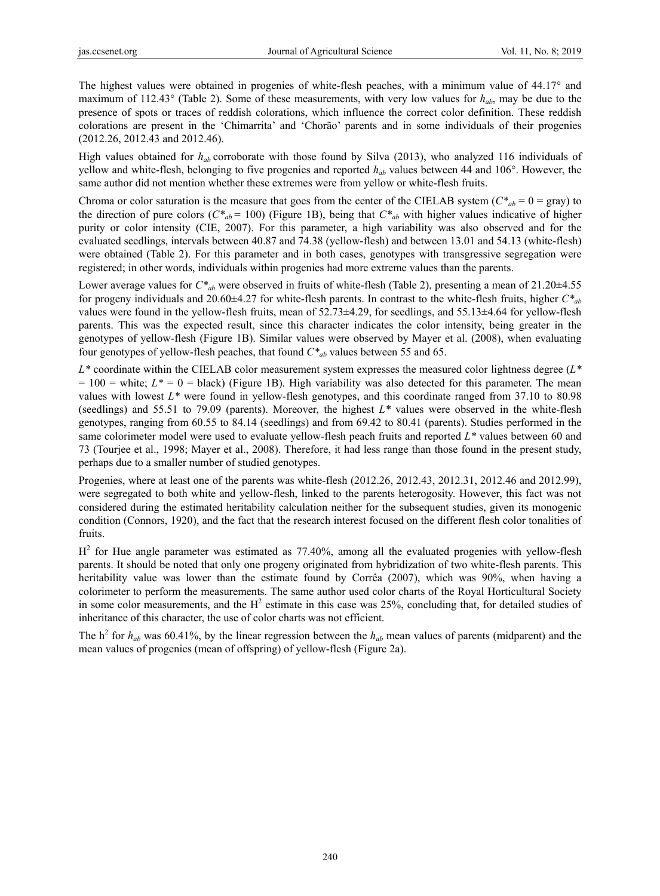The highest values were obtained in progenies of white-flesh peaches, with a minimum value of 44.17° and maximum of 112.43° (Table 2). Some of these measurements, with very low values for $h_{ab}$, may be due to the presence of spots or traces of reddish colorations, which influence the correct color definition. These reddish colorations are present in the 'Chimarrita' and 'Chorão' parents and in some individuals of their progenies (2012.26, 2012.43 and 2012.46).

High values obtained for $h_{ab}$ corroborate with those found by Silva (2013), who analyzed 116 individuals of yellow and white-flesh, belonging to five progenies and reported $h_{ab}$ values between 44 and 106°. However, the same author did not mention whether these extremes were from yellow or white-flesh fruits.

Chroma or color saturation is the measure that goes from the center of the CIELAB system ($C^*_{ab} = 0$ = gray) to the direction of pure colors ($C^*_{ab} = 100$) (Figure 1B), being that $C^*_{ab}$ with higher values indicative of higher purity or color intensity (CIE, 2007). For this parameter, a high variability was also observed and for the evaluated seedlings, intervals between 40.87 and 74.38 (yellow-flesh) and between 13.01 and 54.13 (white-flesh) were obtained (Table 2). For this parameter and in both cases, genotypes with transgressive segregation were registered; in other words, individuals within progenies had more extreme values than the parents.

Lower average values for $C^*_{ab}$ were observed in fruits of white-flesh (Table 2), presenting a mean of 21.20±4.55 for progeny individuals and 20.60±4.27 for white-flesh parents. In contrast to the white-flesh fruits, higher $C^*_{ab}$ values were found in the yellow-flesh fruits, mean of 52.73±4.29, for seedlings, and 55.13±4.64 for yellow-flesh parents. This was the expected result, since this character indicates the color intensity, being greater in the genotypes of yellow-flesh (Figure 1B). Similar values were observed by Mayer et al. (2008), when evaluating four genotypes of yellow-flesh peaches, that found $C^*_{ab}$ values between 55 and 65.

$L^*$ coordinate within the CIELAB color measurement system expresses the measured color lightness degree ($L^* = 100$ = white; $L^* = 0$ = black) (Figure 1B). High variability was also detected for this parameter. The mean values with lowest $L^*$ were found in yellow-flesh genotypes, and this coordinate ranged from 37.10 to 80.98 (seedlings) and 55.51 to 79.09 (parents). Moreover, the highest $L^*$ values were observed in the white-flesh genotypes, ranging from 60.55 to 84.14 (seedlings) and from 69.42 to 80.41 (parents). Studies performed in the same colorimeter model were used to evaluate yellow-flesh peach fruits and reported $L^*$ values between 60 and 73 (Tourjee et al., 1998; Mayer et al., 2008). Therefore, it had less range than those found in the present study, perhaps due to a smaller number of studied genotypes.

Progenies, where at least one of the parents was white-flesh (2012.26, 2012.43, 2012.31, 2012.46 and 2012.99), were segregated to both white and yellow-flesh, linked to the parents heterogosity. However, this fact was not considered during the estimated heritability calculation neither for the subsequent studies, given its monogenic condition (Connors, 1920), and the fact that the research interest focused on the different flesh color tonalities of fruits.

$H^2$ for Hue angle parameter was estimated as 77.40%, among all the evaluated progenies with yellow-flesh parents. It should be noted that only one progeny originated from hybridization of two white-flesh parents. This heritability value was lower than the estimate found by Corrêa (2007), which was 90%, when having a colorimeter to perform the measurements. The same author used color charts of the Royal Horticultural Society in some color measurements, and the $H^2$ estimate in this case was 25%, concluding that, for detailed studies of inheritance of this character, the use of color charts was not efficient.

The $h^2$ for $h_{ab}$ was 60.41%, by the linear regression between the $h_{ab}$ mean values of parents (midparent) and the mean values of progenies (mean of offspring) of yellow-flesh (Figure 2a).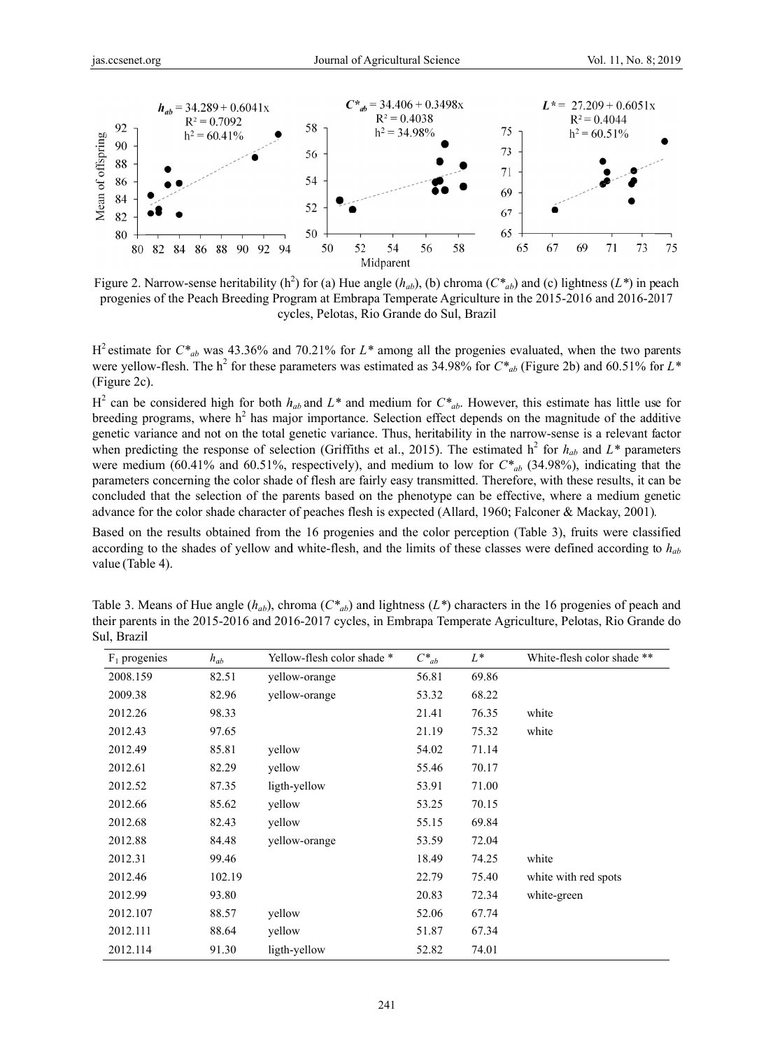Figure 2. Narrow-sense heritability ($h^2$) for (a) Hue angle ($h_{ab}$), (b) chroma ($C^*_{ab}$) and (c) lightness ($L^*$) in peach progenies of the Peach Breeding Program at Embrapa Temperate Agriculture in the 2015-2016 and 2016-2017 cycles, Pelotas, Rio Grande do Sul, Brazil

$H^2$ estimate for $C^*_{ab}$ was 43.36% and 70.21% for $L^*$ among all the progenies evaluated, when the two parents were yellow-flesh. The $h^2$ for these parameters was estimated as 34.98% for $C^*_{ab}$ (Figure 2b) and 60.51% for $L^*$ (Figure 2c).

$H^2$ can be considered high for both $h_{ab}$ and $L^*$ and medium for $C^*_{ab}$. However, this estimate has little use for breeding programs, where $h^2$ has major importance. Selection effect depends on the magnitude of the additive genetic variance and not on the total genetic variance. Thus, heritability in the narrow-sense is a relevant factor when predicting the response of selection (Griffiths et al., 2015). The estimated $h^2$ for $h_{ab}$ and $L^*$ parameters were medium (60.41% and 60.51%, respectively), and medium to low for $C^*_{ab}$ (34.98%), indicating that the parameters concerning the color shade of flesh are fairly easy transmitted. Therefore, with these results, it can be concluded that the selection of the parents based on the phenotype can be effective, where a medium genetic advance for the color shade character of peaches flesh is expected (Allard, 1960; Falconer & Mackay, 2001).

Based on the results obtained from the 16 progenies and the color perception (Table 3), fruits were classified according to the shades of yellow and white-flesh, and the limits of these classes were defined according to $h_{ab}$ value (Table 4).

Table 3. Means of Hue angle ($h_{ab}$), chroma ($C^*_{ab}$) and lightness ($L^*$) characters in the 16 progenies of peach and their parents in the 2015-2016 and 2016-2017 cycles, in Embrapa Temperate Agriculture, Pelotas, Rio Grande do Sul, Brazil

| $F_1$ progenies | $h_{ab}$ | Yellow-flesh color shade * | $C^*_{ab}$ | $L^*$ | White-flesh color shade ** |
|---|---|---|---|---|---|
| 2008.159 | 82.51 | yellow-orange | 56.81 | 69.86 | |
| 2009.38 | 82.96 | yellow-orange | 53.32 | 68.22 | |
| 2012.26 | 98.33 | | 21.41 | 76.35 | white |
| 2012.43 | 97.65 | | 21.19 | 75.32 | white |
| 2012.49 | 85.81 | yellow | 54.02 | 71.14 | |
| 2012.61 | 82.29 | yellow | 55.46 | 70.17 | |
| 2012.52 | 87.35 | ligth-yellow | 53.91 | 71.00 | |
| 2012.66 | 85.62 | yellow | 53.25 | 70.15 | |
| 2012.68 | 82.43 | yellow | 55.15 | 69.84 | |
| 2012.88 | 84.48 | yellow-orange | 53.59 | 72.04 | |
| 2012.31 | 99.46 | | 18.49 | 74.25 | white |
| 2012.46 | 102.19 | | 22.79 | 75.40 | white with red spots |
| 2012.99 | 93.80 | | 20.83 | 72.34 | white-green |
| 2012.107 | 88.57 | yellow | 52.06 | 67.74 | |
| 2012.111 | 88.64 | yellow | 51.87 | 67.34 | |
| 2012.114 | 91.30 | ligth-yellow | 52.82 | 74.01 | |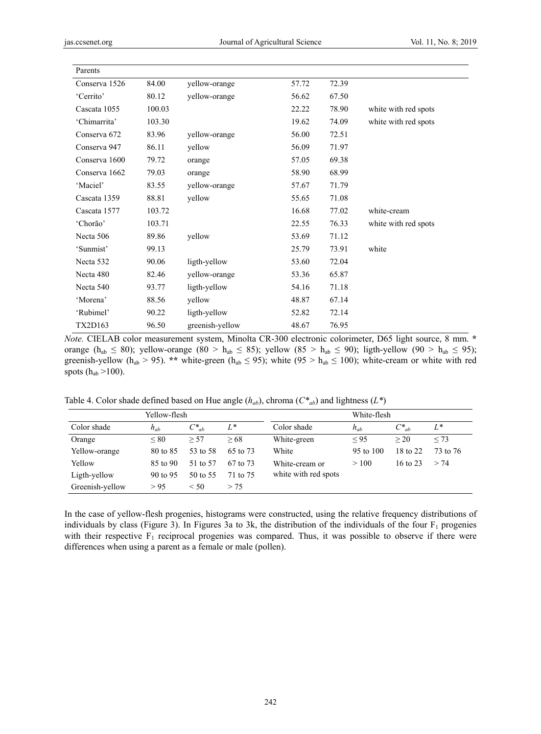| Parents | | | | | |
|---|---|---|---|---|---|
| Conserva 1526 | 84.00 | yellow-orange | 57.72 | 72.39 | |
| 'Cerrito' | 80.12 | yellow-orange | 56.62 | 67.50 | |
| Cascata 1055 | 100.03 | | 22.22 | 78.90 | white with red spots |
| 'Chimarrita' | 103.30 | | 19.62 | 74.09 | white with red spots |
| Conserva 672 | 83.96 | yellow-orange | 56.00 | 72.51 | |
| Conserva 947 | 86.11 | yellow | 56.09 | 71.97 | |
| Conserva 1600 | 79.72 | orange | 57.05 | 69.38 | |
| Conserva 1662 | 79.03 | orange | 58.90 | 68.99 | |
| 'Maciel' | 83.55 | yellow-orange | 57.67 | 71.79 | |
| Cascata 1359 | 88.81 | yellow | 55.65 | 71.08 | |
| Cascata 1577 | 103.72 | | 16.68 | 77.02 | white-cream |
| 'Chorão' | 103.71 | | 22.55 | 76.33 | white with red spots |
| Necta 506 | 89.86 | yellow | 53.69 | 71.12 | |
| 'Sunmist' | 99.13 | | 25.79 | 73.91 | white |
| Necta 532 | 90.06 | ligth-yellow | 53.60 | 72.04 | |
| Necta 480 | 82.46 | yellow-orange | 53.36 | 65.87 | |
| Necta 540 | 93.77 | ligth-yellow | 54.16 | 71.18 | |
| 'Morena' | 88.56 | yellow | 48.87 | 67.14 | |
| 'Rubimel' | 90.22 | ligth-yellow | 52.82 | 72.14 | |
| TX2D163 | 96.50 | greenish-yellow | 48.67 | 76.95 | |

*Note.* CIELAB color measurement system, Minolta CR-300 electronic colorimeter, D65 light source, 8 mm. **\*** orange ($h_{ab} \leq 80$); yellow-orange ($80 > h_{ab} \leq 85$); yellow ($85 > h_{ab} \leq 90$); ligth-yellow ($90 > h_{ab} \leq 95$); greenish-yellow ($h_{ab} > 95$). **\*\*** white-green ($h_{ab} \leq 95$); white ($95 > h_{ab} \leq 100$); white-cream or white with red spots ($h_{ab} > 100$).

Table 4. Color shade defined based on Hue angle ($h_{ab}$), chroma ($C^*_{ab}$) and lightness ($L^*$)

| Yellow-flesh | | | | White-flesh | | | |
|---|---|---|---|---|---|---|---|
| Color shade | $h_{ab}$ | $C^*_{ab}$ | $L^*$ | Color shade | $h_{ab}$ | $C^*_{ab}$ | $L^*$ |
| Orange | ≤ 80 | ≥ 57 | ≥ 68 | White-green | ≤ 95 | ≥ 20 | ≤ 73 |
| Yellow-orange | 80 to 85 | 53 to 58 | 65 to 73 | White | 95 to 100 | 18 to 22 | 73 to 76 |
| Yellow | 85 to 90 | 51 to 57 | 67 to 73 | White-cream or white with red spots | > 100 | 16 to 23 | > 74 |
| Ligth-yellow | 90 to 95 | 50 to 55 | 71 to 75 | | | | |
| Greenish-yellow | > 95 | < 50 | > 75 | | | | |

In the case of yellow-flesh progenies, histograms were constructed, using the relative frequency distributions of individuals by class (Figure 3). In Figures 3a to 3k, the distribution of the individuals of the four $F_1$ progenies with their respective $F_1$ reciprocal progenies was compared. Thus, it was possible to observe if there were differences when using a parent as a female or male (pollen).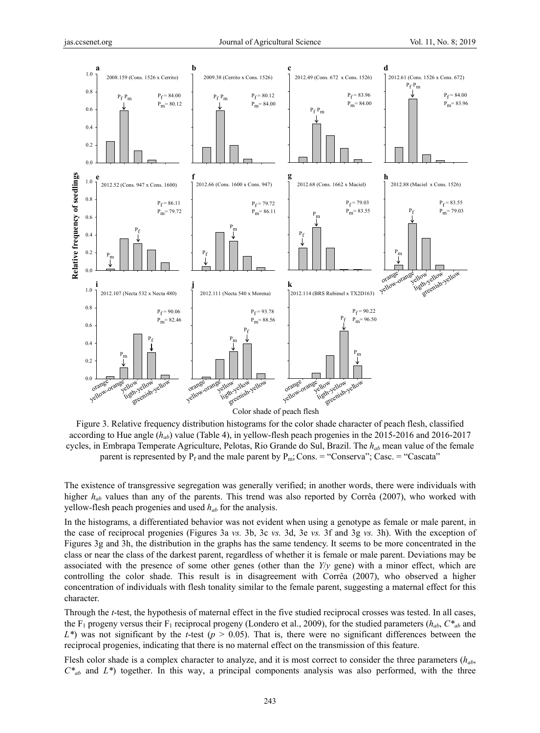Figure 3. Relative frequency distribution histograms for the color shade character of peach flesh, classified according to Hue angle ($h_{ab}$) value (Table 4), in yellow-flesh peach progenies in the 2015-2016 and 2016-2017 cycles, in Embrapa Temperate Agriculture, Pelotas, Rio Grande do Sul, Brazil. The $h_{ab}$ mean value of the female parent is represented by $P_f$ and the male parent by $P_m$; Cons. = "Conserva"; Casc. = "Cascata"

The existence of transgressive segregation was generally verified; in another words, there were individuals with higher $h_{ab}$ values than any of the parents. This trend was also reported by Corrêa (2007), who worked with yellow-flesh peach progenies and used $h_{ab}$ for the analysis.

In the histograms, a differentiated behavior was not evident when using a genotype as female or male parent, in the case of reciprocal progenies (Figures 3a *vs.* 3b, 3c *vs.* 3d, 3e *vs.* 3f and 3g *vs.* 3h). With the exception of Figures 3g and 3h, the distribution in the graphs has the same tendency. It seems to be more concentrated in the class or near the class of the darkest parent, regardless of whether it is female or male parent. Deviations may be associated with the presence of some other genes (other than the *Y*/*y* gene) with a minor effect, which are controlling the color shade. This result is in disagreement with Corrêa (2007), who observed a higher concentration of individuals with flesh tonality similar to the female parent, suggesting a maternal effect for this character.

Through the *t*-test, the hypothesis of maternal effect in the five studied reciprocal crosses was tested. In all cases, the $F_1$ progeny versus their $F_1$ reciprocal progeny (Londero et al., 2009), for the studied parameters ($h_{ab}$, $C^*_{ab}$ and $L^*$) was not significant by the *t*-test ($p > 0.05$). That is, there were no significant differences between the reciprocal progenies, indicating that there is no maternal effect on the transmission of this feature.

Flesh color shade is a complex character to analyze, and it is most correct to consider the three parameters ($h_{ab}$, $C^*_{ab}$ and $L^*$) together. In this way, a principal components analysis was also performed, with the three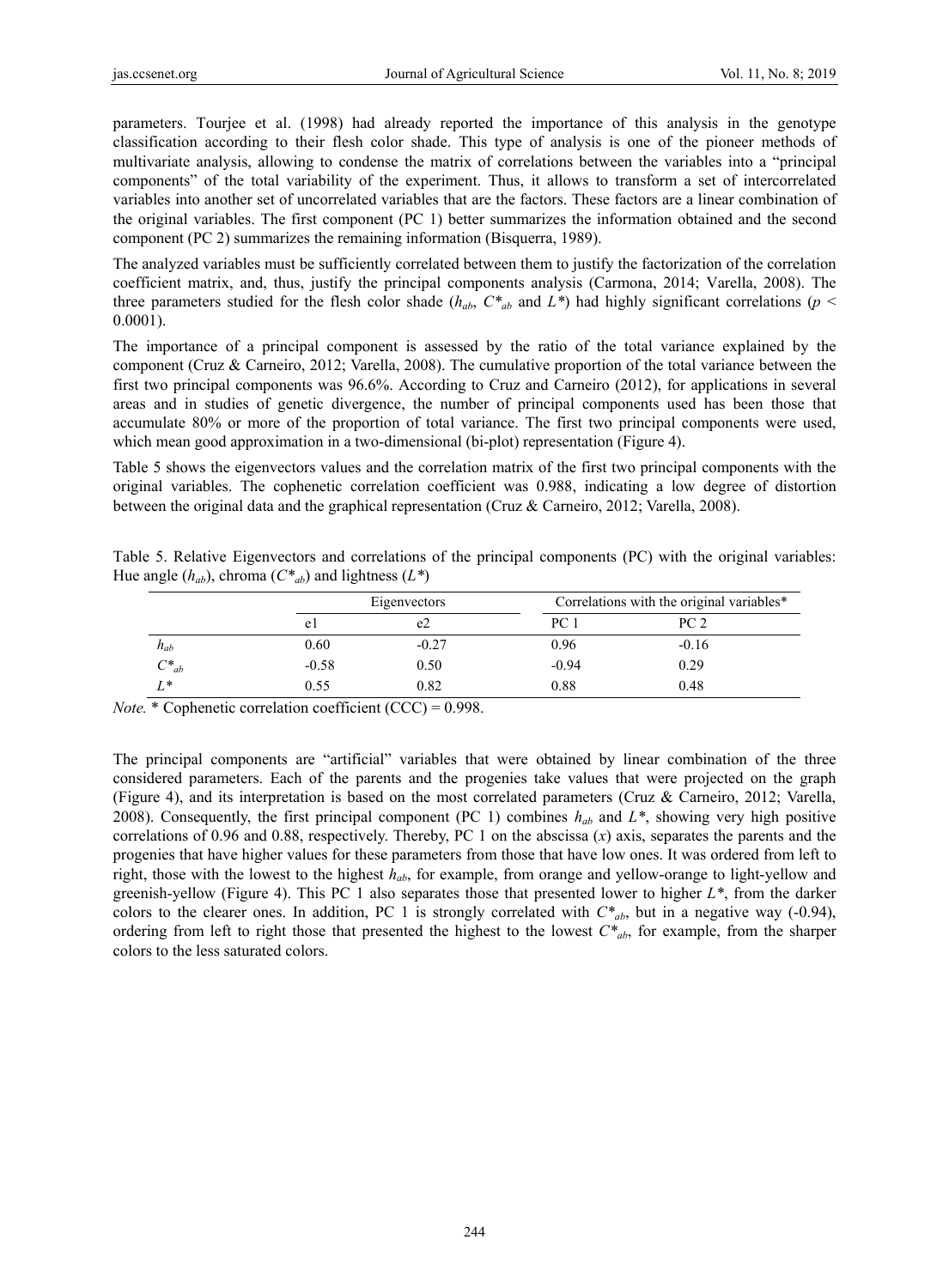parameters. Tourjee et al. (1998) had already reported the importance of this analysis in the genotype classification according to their flesh color shade. This type of analysis is one of the pioneer methods of multivariate analysis, allowing to condense the matrix of correlations between the variables into a "principal components" of the total variability of the experiment. Thus, it allows to transform a set of intercorrelated variables into another set of uncorrelated variables that are the factors. These factors are a linear combination of the original variables. The first component (PC 1) better summarizes the information obtained and the second component (PC 2) summarizes the remaining information (Bisquerra, 1989).

The analyzed variables must be sufficiently correlated between them to justify the factorization of the correlation coefficient matrix, and, thus, justify the principal components analysis (Carmona, 2014; Varella, 2008). The three parameters studied for the flesh color shade ($h_{ab}$, $C^*_{ab}$ and $L^*$) had highly significant correlations ($p < 0.0001$).

The importance of a principal component is assessed by the ratio of the total variance explained by the component (Cruz & Carneiro, 2012; Varella, 2008). The cumulative proportion of the total variance between the first two principal components was 96.6%. According to Cruz and Carneiro (2012), for applications in several areas and in studies of genetic divergence, the number of principal components used has been those that accumulate 80% or more of the proportion of total variance. The first two principal components were used, which mean good approximation in a two-dimensional (bi-plot) representation (Figure 4).

Table 5 shows the eigenvectors values and the correlation matrix of the first two principal components with the original variables. The cophenetic correlation coefficient was 0.988, indicating a low degree of distortion between the original data and the graphical representation (Cruz & Carneiro, 2012; Varella, 2008).

Table 5. Relative Eigenvectors and correlations of the principal components (PC) with the original variables: Hue angle ($h_{ab}$), chroma ($C^*_{ab}$) and lightness ($L^*$)

| | Eigenvectors | | Correlations with the original variables* | |
|---|---|---|---|---|
| | e1 | e2 | PC 1 | PC 2 |
| $h_{ab}$ | 0.60 | -0.27 | 0.96 | -0.16 |
| $C^*_{ab}$ | -0.58 | 0.50 | -0.94 | 0.29 |
| $L^*$ | 0.55 | 0.82 | 0.88 | 0.48 |

*Note.* * Cophenetic correlation coefficient (CCC) = 0.998.

The principal components are "artificial" variables that were obtained by linear combination of the three considered parameters. Each of the parents and the progenies take values that were projected on the graph (Figure 4), and its interpretation is based on the most correlated parameters (Cruz & Carneiro, 2012; Varella, 2008). Consequently, the first principal component (PC 1) combines $h_{ab}$ and $L^*$, showing very high positive correlations of 0.96 and 0.88, respectively. Thereby, PC 1 on the abscissa ($x$) axis, separates the parents and the progenies that have higher values for these parameters from those that have low ones. It was ordered from left to right, those with the lowest to the highest $h_{ab}$, for example, from orange and yellow-orange to light-yellow and greenish-yellow (Figure 4). This PC 1 also separates those that presented lower to higher $L^*$, from the darker colors to the clearer ones. In addition, PC 1 is strongly correlated with $C^*_{ab}$, but in a negative way (-0.94), ordering from left to right those that presented the highest to the lowest $C^*_{ab}$, for example, from the sharper colors to the less saturated colors.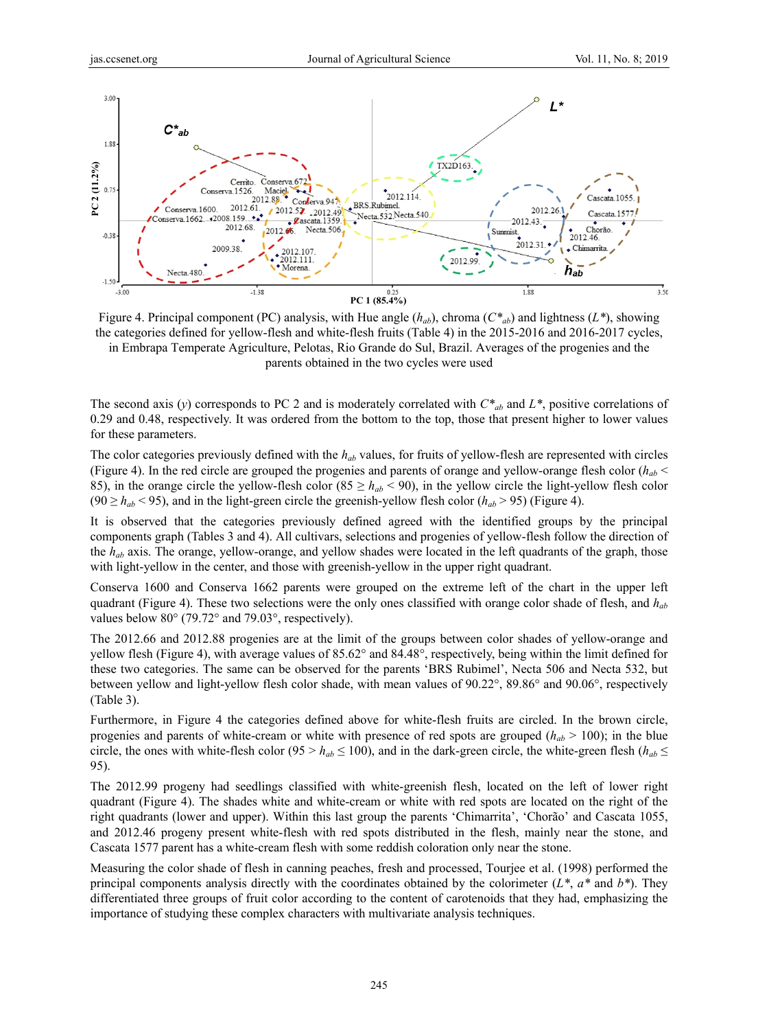Figure 4. Principal component (PC) analysis, with Hue angle ($h_{ab}$), chroma ($C^*_{ab}$) and lightness ($L^*$), showing the categories defined for yellow-flesh and white-flesh fruits (Table 4) in the 2015-2016 and 2016-2017 cycles, in Embrapa Temperate Agriculture, Pelotas, Rio Grande do Sul, Brazil. Averages of the progenies and the parents obtained in the two cycles were used

The second axis (*y*) corresponds to PC 2 and is moderately correlated with $C^*_{ab}$ and $L^*$, positive correlations of 0.29 and 0.48, respectively. It was ordered from the bottom to the top, those that present higher to lower values for these parameters.

The color categories previously defined with the $h_{ab}$ values, for fruits of yellow-flesh are represented with circles (Figure 4). In the red circle are grouped the progenies and parents of orange and yellow-orange flesh color ($h_{ab} < 85$), in the orange circle the yellow-flesh color ($85 \geq h_{ab} < 90$), in the yellow circle the light-yellow flesh color ($90 \geq h_{ab} < 95$), and in the light-green circle the greenish-yellow flesh color ($h_{ab} > 95$) (Figure 4).

It is observed that the categories previously defined agreed with the identified groups by the principal components graph (Tables 3 and 4). All cultivars, selections and progenies of yellow-flesh follow the direction of the $h_{ab}$ axis. The orange, yellow-orange, and yellow shades were located in the left quadrants of the graph, those with light-yellow in the center, and those with greenish-yellow in the upper right quadrant.

Conserva 1600 and Conserva 1662 parents were grouped on the extreme left of the chart in the upper left quadrant (Figure 4). These two selections were the only ones classified with orange color shade of flesh, and $h_{ab}$ values below 80° (79.72° and 79.03°, respectively).

The 2012.66 and 2012.88 progenies are at the limit of the groups between color shades of yellow-orange and yellow flesh (Figure 4), with average values of 85.62° and 84.48°, respectively, being within the limit defined for these two categories. The same can be observed for the parents 'BRS Rubimel', Necta 506 and Necta 532, but between yellow and light-yellow flesh color shade, with mean values of 90.22°, 89.86° and 90.06°, respectively (Table 3).

Furthermore, in Figure 4 the categories defined above for white-flesh fruits are circled. In the brown circle, progenies and parents of white-cream or white with presence of red spots are grouped ($h_{ab} > 100$); in the blue circle, the ones with white-flesh color ($95 > h_{ab} \leq 100$), and in the dark-green circle, the white-green flesh ($h_{ab} \leq 95$).

The 2012.99 progeny had seedlings classified with white-greenish flesh, located on the left of lower right quadrant (Figure 4). The shades white and white-cream or white with red spots are located on the right of the right quadrants (lower and upper). Within this last group the parents 'Chimarrita', 'Chorão' and Cascata 1055, and 2012.46 progeny present white-flesh with red spots distributed in the flesh, mainly near the stone, and Cascata 1577 parent has a white-cream flesh with some reddish coloration only near the stone.

Measuring the color shade of flesh in canning peaches, fresh and processed, Tourjee et al. (1998) performed the principal components analysis directly with the coordinates obtained by the colorimeter ($L^*$, $a^*$ and $b^*$). They differentiated three groups of fruit color according to the content of carotenoids that they had, emphasizing the importance of studying these complex characters with multivariate analysis techniques.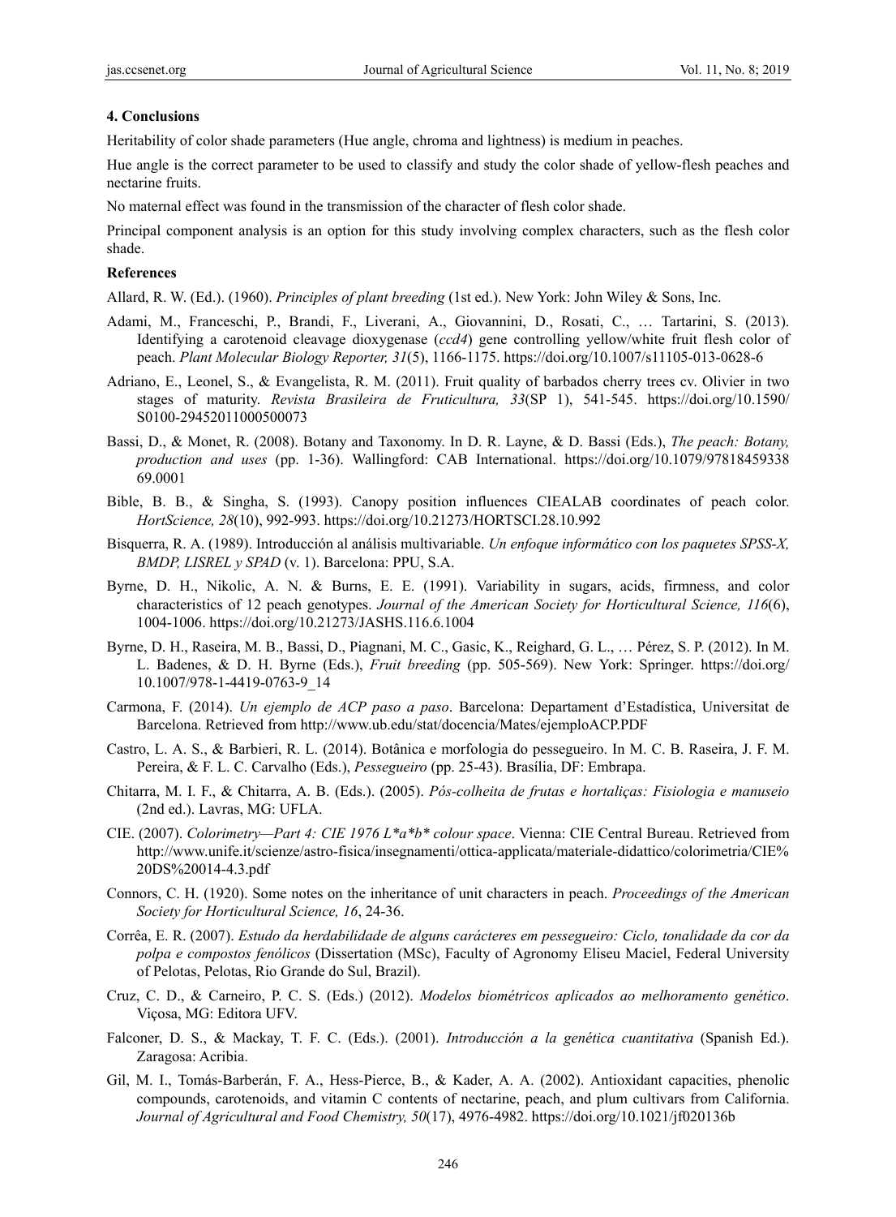## 4. Conclusions

Heritability of color shade parameters (Hue angle, chroma and lightness) is medium in peaches.

Hue angle is the correct parameter to be used to classify and study the color shade of yellow-flesh peaches and nectarine fruits.

No maternal effect was found in the transmission of the character of flesh color shade.

Principal component analysis is an option for this study involving complex characters, such as the flesh color shade.

## References

Allard, R. W. (Ed.). (1960). *Principles of plant breeding* (1st ed.). New York: John Wiley & Sons, Inc.

Adami, M., Franceschi, P., Brandi, F., Liverani, A., Giovannini, D., Rosati, C., … Tartarini, S. (2013). Identifying a carotenoid cleavage dioxygenase (*ccd4*) gene controlling yellow/white fruit flesh color of peach. *Plant Molecular Biology Reporter, 31*(5), 1166-1175. https://doi.org/10.1007/s11105-013-0628-6

Adriano, E., Leonel, S., & Evangelista, R. M. (2011). Fruit quality of barbados cherry trees cv. Olivier in two stages of maturity. *Revista Brasileira de Fruticultura, 33*(SP 1), 541-545. https://doi.org/10.1590/S0100-29452011000500073

Bassi, D., & Monet, R. (2008). Botany and Taxonomy. In D. R. Layne, & D. Bassi (Eds.), *The peach: Botany, production and uses* (pp. 1-36). Wallingford: CAB International. https://doi.org/10.1079/9781845933869.0001

Bible, B. B., & Singha, S. (1993). Canopy position influences CIEALAB coordinates of peach color. *HortScience, 28*(10), 992-993. https://doi.org/10.21273/HORTSCI.28.10.992

Bisquerra, R. A. (1989). Introducción al análisis multivariable. *Un enfoque informático con los paquetes SPSS-X, BMDP, LISREL y SPAD* (v. 1). Barcelona: PPU, S.A.

Byrne, D. H., Nikolic, A. N. & Burns, E. E. (1991). Variability in sugars, acids, firmness, and color characteristics of 12 peach genotypes. *Journal of the American Society for Horticultural Science, 116*(6), 1004-1006. https://doi.org/10.21273/JASHS.116.6.1004

Byrne, D. H., Raseira, M. B., Bassi, D., Piagnani, M. C., Gasic, K., Reighard, G. L., … Pérez, S. P. (2012). In M. L. Badenes, & D. H. Byrne (Eds.), *Fruit breeding* (pp. 505-569). New York: Springer. https://doi.org/10.1007/978-1-4419-0763-9_14

Carmona, F. (2014). *Un ejemplo de ACP paso a paso*. Barcelona: Departament d'Estadística, Universitat de Barcelona. Retrieved from http://www.ub.edu/stat/docencia/Mates/ejemploACP.PDF

Castro, L. A. S., & Barbieri, R. L. (2014). Botânica e morfologia do pessegueiro. In M. C. B. Raseira, J. F. M. Pereira, & F. L. C. Carvalho (Eds.), *Pessegueiro* (pp. 25-43). Brasília, DF: Embrapa.

Chitarra, M. I. F., & Chitarra, A. B. (Eds.). (2005). *Pós-colheita de frutas e hortaliças: Fisiologia e manuseio* (2nd ed.). Lavras, MG: UFLA.

CIE. (2007). *Colorimetry—Part 4: CIE 1976 L*a*b* colour space*. Vienna: CIE Central Bureau. Retrieved from http://www.unife.it/scienze/astro-fisica/insegnamenti/ottica-applicata/materiale-didattico/colorimetria/CIE%20DS%20014-4.3.pdf

Connors, C. H. (1920). Some notes on the inheritance of unit characters in peach. *Proceedings of the American Society for Horticultural Science, 16*, 24-36.

Corrêa, E. R. (2007). *Estudo da herdabilidade de alguns carácteres em pessegueiro: Ciclo, tonalidade da cor da polpa e compostos fenólicos* (Dissertation (MSc), Faculty of Agronomy Eliseu Maciel, Federal University of Pelotas, Pelotas, Rio Grande do Sul, Brazil).

Cruz, C. D., & Carneiro, P. C. S. (Eds.) (2012). *Modelos biométricos aplicados ao melhoramento genético*. Viçosa, MG: Editora UFV.

Falconer, D. S., & Mackay, T. F. C. (Eds.). (2001). *Introducción a la genética cuantitativa* (Spanish Ed.). Zaragosa: Acribia.

Gil, M. I., Tomás-Barberán, F. A., Hess-Pierce, B., & Kader, A. A. (2002). Antioxidant capacities, phenolic compounds, carotenoids, and vitamin C contents of nectarine, peach, and plum cultivars from California. *Journal of Agricultural and Food Chemistry, 50*(17), 4976-4982. https://doi.org/10.1021/jf020136b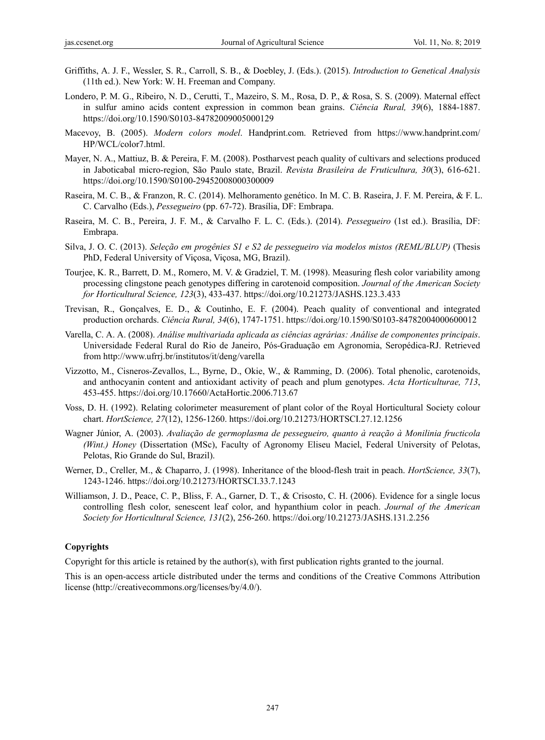Griffiths, A. J. F., Wessler, S. R., Carroll, S. B., & Doebley, J. (Eds.). (2015). *Introduction to Genetical Analysis* (11th ed.). New York: W. H. Freeman and Company.

Londero, P. M. G., Ribeiro, N. D., Cerutti, T., Mazeiro, S. M., Rosa, D. P., & Rosa, S. S. (2009). Maternal effect in sulfur amino acids content expression in common bean grains. *Ciência Rural, 39*(6), 1884-1887. https://doi.org/10.1590/S0103-84782009005000129

Macevoy, B. (2005). *Modern colors model*. Handprint.com. Retrieved from https://www.handprint.com/HP/WCL/color7.html.

Mayer, N. A., Mattiuz, B. & Pereira, F. M. (2008). Postharvest peach quality of cultivars and selections produced in Jaboticabal micro-region, São Paulo state, Brazil. *Revista Brasileira de Fruticultura, 30*(3), 616-621. https://doi.org/10.1590/S0100-29452008000300009

Raseira, M. C. B., & Franzon, R. C. (2014). Melhoramento genético. In M. C. B. Raseira, J. F. M. Pereira, & F. L. C. Carvalho (Eds.), *Pessegueiro* (pp. 67-72). Brasília, DF: Embrapa.

Raseira, M. C. B., Pereira, J. F. M., & Carvalho F. L. C. (Eds.). (2014). *Pessegueiro* (1st ed.). Brasília, DF: Embrapa.

Silva, J. O. C. (2013). *Seleção em progênies S1 e S2 de pessegueiro via modelos mistos (REML/BLUP)* (Thesis PhD, Federal University of Viçosa, Viçosa, MG, Brazil).

Tourjee, K. R., Barrett, D. M., Romero, M. V. & Gradziel, T. M. (1998). Measuring flesh color variability among processing clingstone peach genotypes differing in carotenoid composition. *Journal of the American Society for Horticultural Science, 123*(3), 433-437. https://doi.org/10.21273/JASHS.123.3.433

Trevisan, R., Gonçalves, E. D., & Coutinho, E. F. (2004). Peach quality of conventional and integrated production orchards. *Ciência Rural, 34*(6), 1747-1751. https://doi.org/10.1590/S0103-84782004000600012

Varella, C. A. A. (2008). *Análise multivariada aplicada as ciências agrárias: Análise de componentes principais*. Universidade Federal Rural do Rio de Janeiro, Pós-Graduação em Agronomia, Seropédica-RJ. Retrieved from http://www.ufrrj.br/institutos/it/deng/varella

Vizzotto, M., Cisneros-Zevallos, L., Byrne, D., Okie, W., & Ramming, D. (2006). Total phenolic, carotenoids, and anthocyanin content and antioxidant activity of peach and plum genotypes. *Acta Horticulturae, 713*, 453-455. https://doi.org/10.17660/ActaHortic.2006.713.67

Voss, D. H. (1992). Relating colorimeter measurement of plant color of the Royal Horticultural Society colour chart. *HortScience, 27*(12), 1256-1260. https://doi.org/10.21273/HORTSCI.27.12.1256

Wagner Júnior, A. (2003). *Avaliação de germoplasma de pessegueiro, quanto à reação à Monilinia fructicola (Wint.) Honey* (Dissertation (MSc), Faculty of Agronomy Eliseu Maciel, Federal University of Pelotas, Pelotas, Rio Grande do Sul, Brazil).

Werner, D., Creller, M., & Chaparro, J. (1998). Inheritance of the blood-flesh trait in peach. *HortScience, 33*(7), 1243-1246. https://doi.org/10.21273/HORTSCI.33.7.1243

Williamson, J. D., Peace, C. P., Bliss, F. A., Garner, D. T., & Crisosto, C. H. (2006). Evidence for a single locus controlling flesh color, senescent leaf color, and hypanthium color in peach. *Journal of the American Society for Horticultural Science, 131*(2), 256-260. https://doi.org/10.21273/JASHS.131.2.256

**Copyrights**

Copyright for this article is retained by the author(s), with first publication rights granted to the journal.

This is an open-access article distributed under the terms and conditions of the Creative Commons Attribution license (http://creativecommons.org/licenses/by/4.0/).